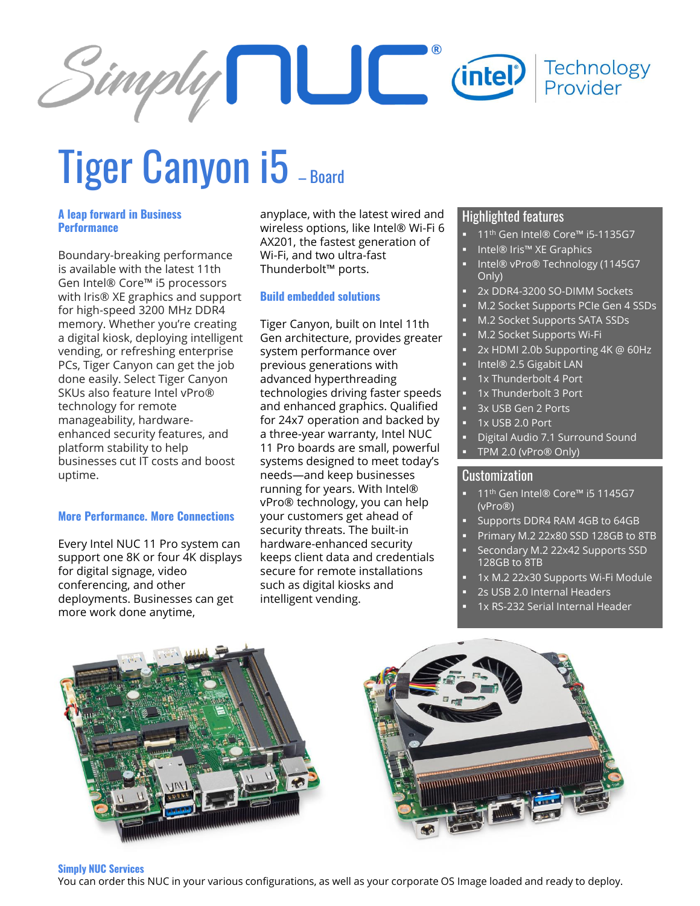# Tiger Canyon i5 – Board

### A leap forward in Business Performance

Boundary-breaking performance is available with the latest 11th Gen Intel® Core™ i5 processors with Iris® XE graphics and support for high-speed 3200 MHz DDR4 memory. Whether you're creating a digital kiosk, deploying intelligent vending, or refreshing enterprise PCs, Tiger Canyon can get the job done easily. Select Tiger Canyon SKUs also feature Intel vPro® technology for remote manageability, hardware-enhanced security features, and platform stability to help businesses cut IT costs and boost uptime.

### More Performance. More Connections

Every Intel NUC 11 Pro system can support one 8K or four 4K displays for digital signage, video conferencing, and other deployments. Businesses can get more work done anytime, anyplace, with the latest wired and wireless options, like Intel® Wi-Fi 6 AX201, the fastest generation of Wi-Fi, and two ultra-fast Thunderbolt™ ports.

### Build embedded solutions

Tiger Canyon, built on Intel 11th Gen architecture, provides greater system performance over previous generations with advanced hyperthreading technologies driving faster speeds and enhanced graphics. Qualified for 24x7 operation and backed by a three-year warranty, Intel NUC 11 Pro boards are small, powerful systems designed to meet today's needs—and keep businesses running for years. With Intel® vPro® technology, you can help your customers get ahead of security threats. The built-in hardware-enhanced security keeps client data and credentials secure for remote installations such as digital kiosks and intelligent vending.

## Highlighted features

- 11th Gen Intel® Core™ i5-1135G7
- Intel® Iris™ XE Graphics
- Intel® vPro® Technology (1145G7 Only)
- 2x DDR4-3200 SO-DIMM Sockets
- M.2 Socket Supports PCIe Gen 4 SSDs
- M.2 Socket Supports SATA SSDs
- M.2 Socket Supports Wi-Fi
- 2x HDMI 2.0b Supporting 4K @ 60Hz
- Intel® 2.5 Gigabit LAN
- 1x Thunderbolt 4 Port
- 1x Thunderbolt 3 Port
- 3x USB Gen 2 Ports
- 1x USB 2.0 Port
- Digital Audio 7.1 Surround Sound
- TPM 2.0 (vPro® Only)

## Customization

- 11th Gen Intel® Core™ i5 1145G7 (vPro®)
- Supports DDR4 RAM 4GB to 64GB
- Primary M.2 22x80 SSD 128GB to 8TB
- Secondary M.2 22x42 Supports SSD 128GB to 8TB
- 1x M.2 22x30 Supports Wi-Fi Module
- 2s USB 2.0 Internal Headers
- 1x RS-232 Serial Internal Header

### Simply NUC Services

You can order this NUC in your various configurations, as well as your corporate OS Image loaded and ready to deploy.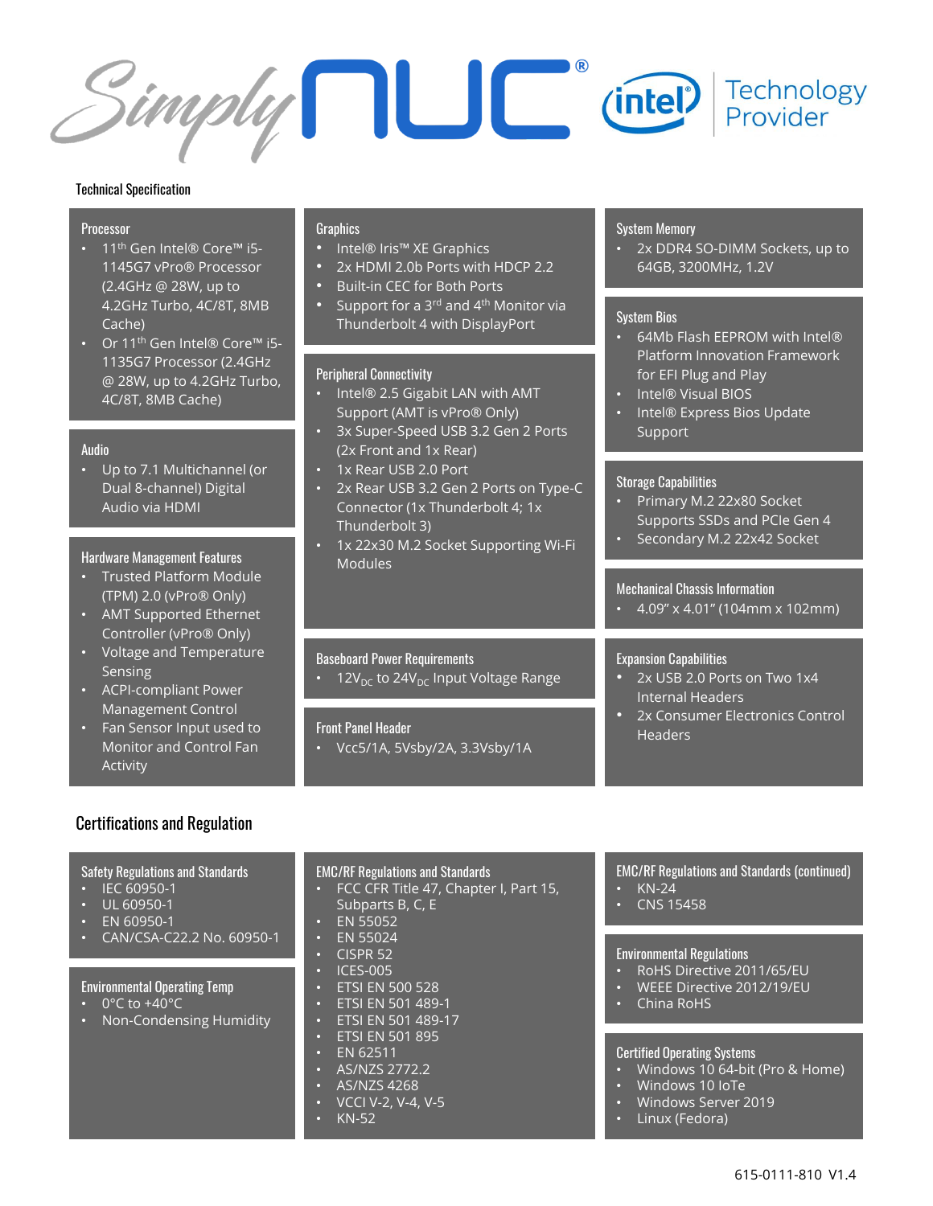Technical Specification

### Processor
- 11th Gen Intel® Core™ i5-1145G7 vPro® Processor (2.4GHz @ 28W, up to 4.2GHz Turbo, 4C/8T, 8MB Cache)
- Or 11th Gen Intel® Core™ i5-1135G7 Processor (2.4GHz @ 28W, up to 4.2GHz Turbo, 4C/8T, 8MB Cache)

### Audio
- Up to 7.1 Multichannel (or Dual 8-channel) Digital Audio via HDMI

### Hardware Management Features
- Trusted Platform Module (TPM) 2.0 (vPro® Only)
- AMT Supported Ethernet Controller (vPro® Only)
- Voltage and Temperature Sensing
- ACPI-compliant Power Management Control
- Fan Sensor Input used to Monitor and Control Fan Activity

### Graphics
- Intel® Iris™ XE Graphics
- 2x HDMI 2.0b Ports with HDCP 2.2
- Built-in CEC for Both Ports
- Support for a 3rd and 4th Monitor via Thunderbolt 4 with DisplayPort

### Peripheral Connectivity
- Intel® 2.5 Gigabit LAN with AMT Support (AMT is vPro® Only)
- 3x Super-Speed USB 3.2 Gen 2 Ports (2x Front and 1x Rear)
- 1x Rear USB 2.0 Port
- 2x Rear USB 3.2 Gen 2 Ports on Type-C Connector (1x Thunderbolt 4; 1x Thunderbolt 3)
- 1x 22x30 M.2 Socket Supporting Wi-Fi Modules

### Baseboard Power Requirements
- $12V_{DC}$ to $24V_{DC}$ Input Voltage Range

### Front Panel Header
- Vcc5/1A, 5Vsby/2A, 3.3Vsby/1A

### System Memory
- 2x DDR4 SO-DIMM Sockets, up to 64GB, 3200MHz, 1.2V

### System Bios
- 64Mb Flash EEPROM with Intel® Platform Innovation Framework for EFI Plug and Play
- Intel® Visual BIOS
- Intel® Express Bios Update Support

### Storage Capabilities
- Primary M.2 22x80 Socket Supports SSDs and PCIe Gen 4
- Secondary M.2 22x42 Socket

### Mechanical Chassis Information
- 4.09" x 4.01" (104mm x 102mm)

### Expansion Capabilities
- 2x USB 2.0 Ports on Two 1x4 Internal Headers
- 2x Consumer Electronics Control Headers

## Certifications and Regulation

### Safety Regulations and Standards
- IEC 60950-1
- UL 60950-1
- EN 60950-1
- CAN/CSA-C22.2 No. 60950-1

### Environmental Operating Temp
- 0°C to +40°C
- Non-Condensing Humidity

### EMC/RF Regulations and Standards
- FCC CFR Title 47, Chapter I, Part 15, Subparts B, C, E
- EN 55052
- EN 55024
- CISPR 52
- ICES-005
- ETSI EN 500 528
- ETSI EN 501 489-1
- ETSI EN 501 489-17
- ETSI EN 501 895
- EN 62511
- AS/NZS 2772.2
- AS/NZS 4268
- VCCI V-2, V-4, V-5
- KN-52

### EMC/RF Regulations and Standards (continued)
- KN-24
- CNS 15458

### Environmental Regulations
- RoHS Directive 2011/65/EU
- WEEE Directive 2012/19/EU
- China RoHS

### Certified Operating Systems
- Windows 10 64-bit (Pro & Home)
- Windows 10 IoTe
- Windows Server 2019
- Linux (Fedora)

615-0111-810 V1.4